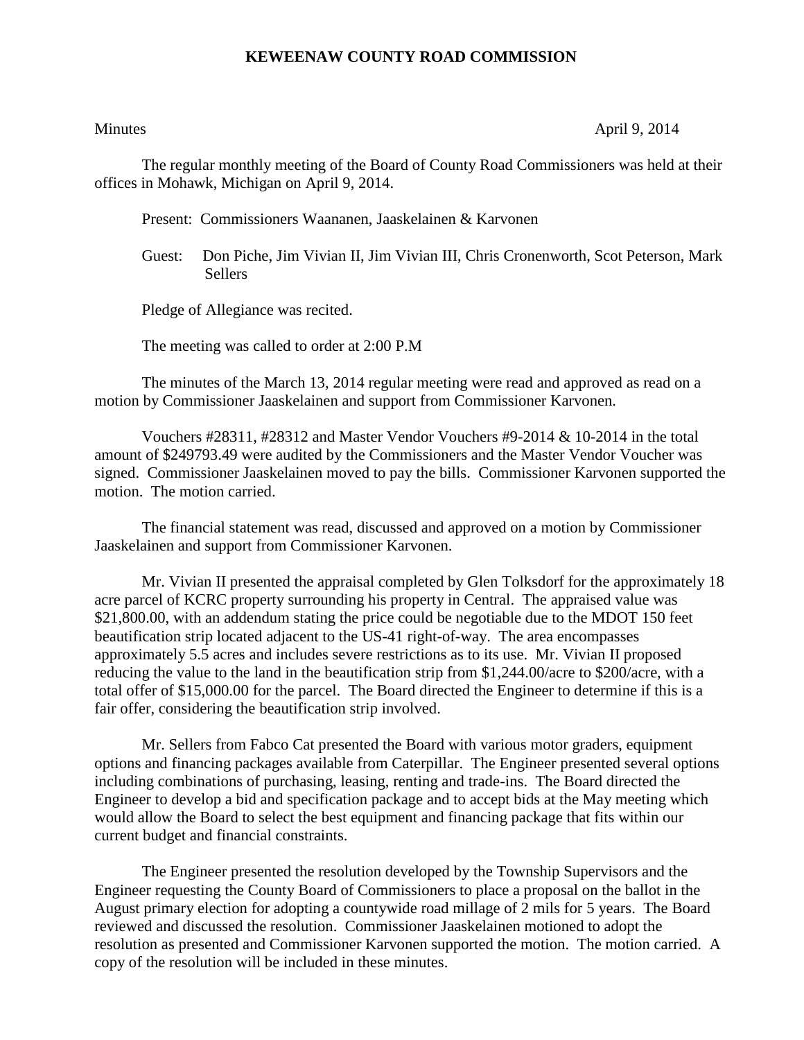# KEWEENAW COUNTY ROAD COMMISSION

Minutes April 9, 2014

The regular monthly meeting of the Board of County Road Commissioners was held at their offices in Mohawk, Michigan on April 9, 2014.

Present: Commissioners Waananen, Jaaskelainen & Karvonen

Guest: Don Piche, Jim Vivian II, Jim Vivian III, Chris Cronenworth, Scot Peterson, Mark Sellers

Pledge of Allegiance was recited.

The meeting was called to order at 2:00 P.M

The minutes of the March 13, 2014 regular meeting were read and approved as read on a motion by Commissioner Jaaskelainen and support from Commissioner Karvonen.

Vouchers #28311, #28312 and Master Vendor Vouchers #9-2014 & 10-2014 in the total amount of $249793.49 were audited by the Commissioners and the Master Vendor Voucher was signed. Commissioner Jaaskelainen moved to pay the bills. Commissioner Karvonen supported the motion. The motion carried.

The financial statement was read, discussed and approved on a motion by Commissioner Jaaskelainen and support from Commissioner Karvonen.

Mr. Vivian II presented the appraisal completed by Glen Tolksdorf for the approximately 18 acre parcel of KCRC property surrounding his property in Central. The appraised value was $21,800.00, with an addendum stating the price could be negotiable due to the MDOT 150 feet beautification strip located adjacent to the US-41 right-of-way. The area encompasses approximately 5.5 acres and includes severe restrictions as to its use. Mr. Vivian II proposed reducing the value to the land in the beautification strip from $1,244.00/acre to $200/acre, with a total offer of $15,000.00 for the parcel. The Board directed the Engineer to determine if this is a fair offer, considering the beautification strip involved.

Mr. Sellers from Fabco Cat presented the Board with various motor graders, equipment options and financing packages available from Caterpillar. The Engineer presented several options including combinations of purchasing, leasing, renting and trade-ins. The Board directed the Engineer to develop a bid and specification package and to accept bids at the May meeting which would allow the Board to select the best equipment and financing package that fits within our current budget and financial constraints.

The Engineer presented the resolution developed by the Township Supervisors and the Engineer requesting the County Board of Commissioners to place a proposal on the ballot in the August primary election for adopting a countywide road millage of 2 mils for 5 years. The Board reviewed and discussed the resolution. Commissioner Jaaskelainen motioned to adopt the resolution as presented and Commissioner Karvonen supported the motion. The motion carried. A copy of the resolution will be included in these minutes.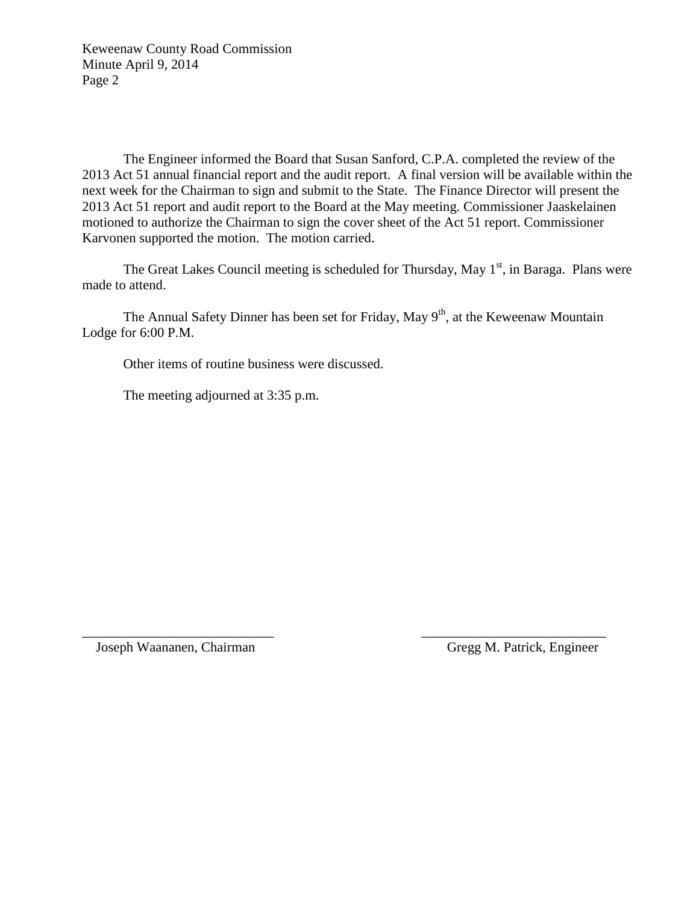The Engineer informed the Board that Susan Sanford, C.P.A. completed the review of the 2013 Act 51 annual financial report and the audit report. A final version will be available within the next week for the Chairman to sign and submit to the State. The Finance Director will present the 2013 Act 51 report and audit report to the Board at the May meeting. Commissioner Jaaskelainen motioned to authorize the Chairman to sign the cover sheet of the Act 51 report. Commissioner Karvonen supported the motion. The motion carried.

The Great Lakes Council meeting is scheduled for Thursday, May 1st, in Baraga. Plans were made to attend.

The Annual Safety Dinner has been set for Friday, May 9th, at the Keweenaw Mountain Lodge for 6:00 P.M.

Other items of routine business were discussed.

The meeting adjourned at 3:35 p.m.

\_\_\_\_\_\_\_\_\_\_\_\_\_\_\_\_\_\_\_\_\_\_\_\_\_\_\_\_
Joseph Waananen, Chairman

\_\_\_\_\_\_\_\_\_\_\_\_\_\_\_\_\_\_\_\_\_\_\_\_\_\_\_\_
Gregg M. Patrick, Engineer